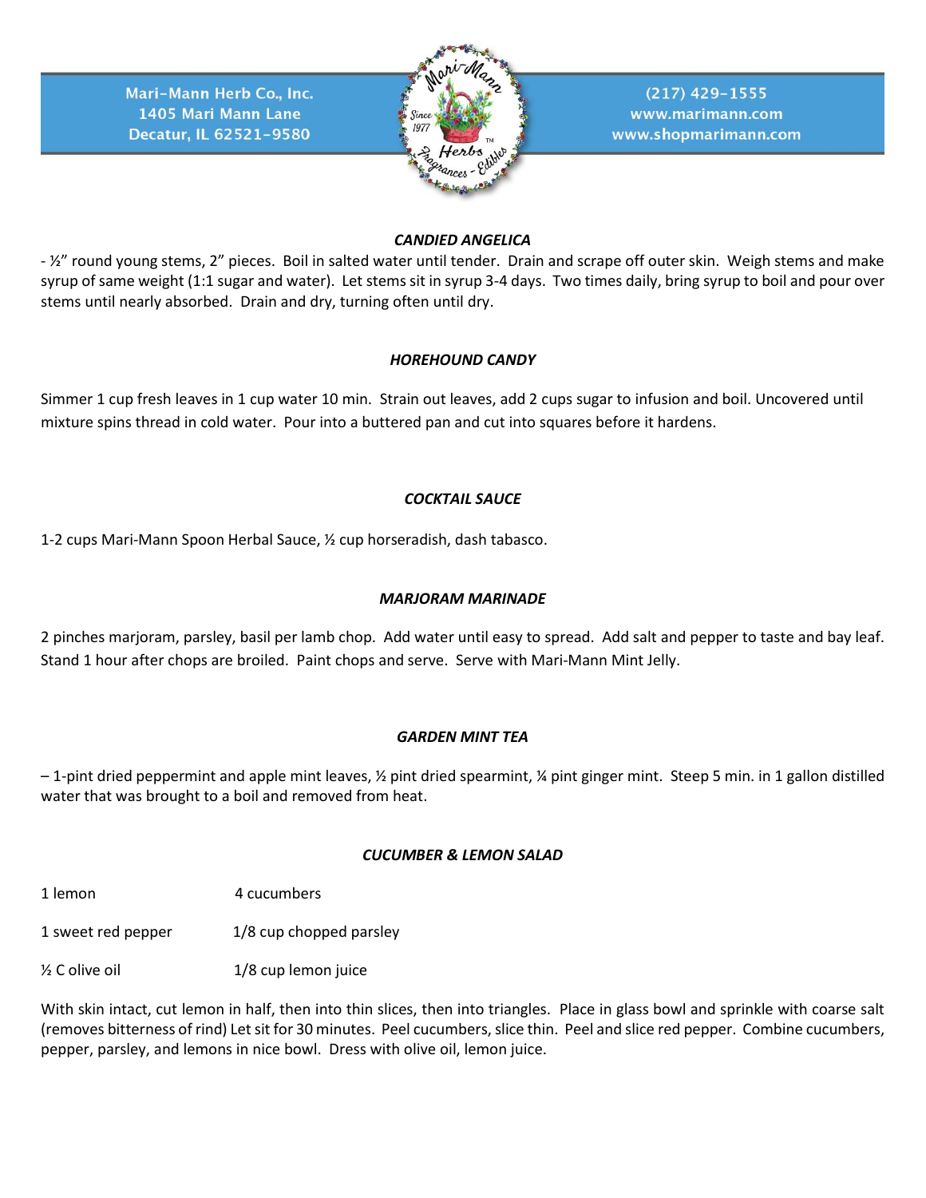Mari-Mann Herb Co., Inc.
1405 Mari Mann Lane
Decatur, IL 62521-9580

(217) 429-1555
www.marimann.com
www.shopmarimann.com

### *CANDIED ANGELICA*

- ½" round young stems, 2" pieces. Boil in salted water until tender. Drain and scrape off outer skin. Weigh stems and make syrup of same weight (1:1 sugar and water). Let stems sit in syrup 3-4 days. Two times daily, bring syrup to boil and pour over stems until nearly absorbed. Drain and dry, turning often until dry.

### *HOREHOUND CANDY*

Simmer 1 cup fresh leaves in 1 cup water 10 min. Strain out leaves, add 2 cups sugar to infusion and boil. Uncovered until mixture spins thread in cold water. Pour into a buttered pan and cut into squares before it hardens.

### *COCKTAIL SAUCE*

1-2 cups Mari-Mann Spoon Herbal Sauce, ½ cup horseradish, dash tabasco.

### *MARJORAM MARINADE*

2 pinches marjoram, parsley, basil per lamb chop. Add water until easy to spread. Add salt and pepper to taste and bay leaf. Stand 1 hour after chops are broiled. Paint chops and serve. Serve with Mari-Mann Mint Jelly.

### *GARDEN MINT TEA*

– 1-pint dried peppermint and apple mint leaves, ½ pint dried spearmint, ¼ pint ginger mint. Steep 5 min. in 1 gallon distilled water that was brought to a boil and removed from heat.

### *CUCUMBER & LEMON SALAD*

| | |
|---|---|
| 1 lemon | 4 cucumbers |
| 1 sweet red pepper | 1/8 cup chopped parsley |
| ½ C olive oil | 1/8 cup lemon juice |

With skin intact, cut lemon in half, then into thin slices, then into triangles. Place in glass bowl and sprinkle with coarse salt (removes bitterness of rind) Let sit for 30 minutes. Peel cucumbers, slice thin. Peel and slice red pepper. Combine cucumbers, pepper, parsley, and lemons in nice bowl. Dress with olive oil, lemon juice.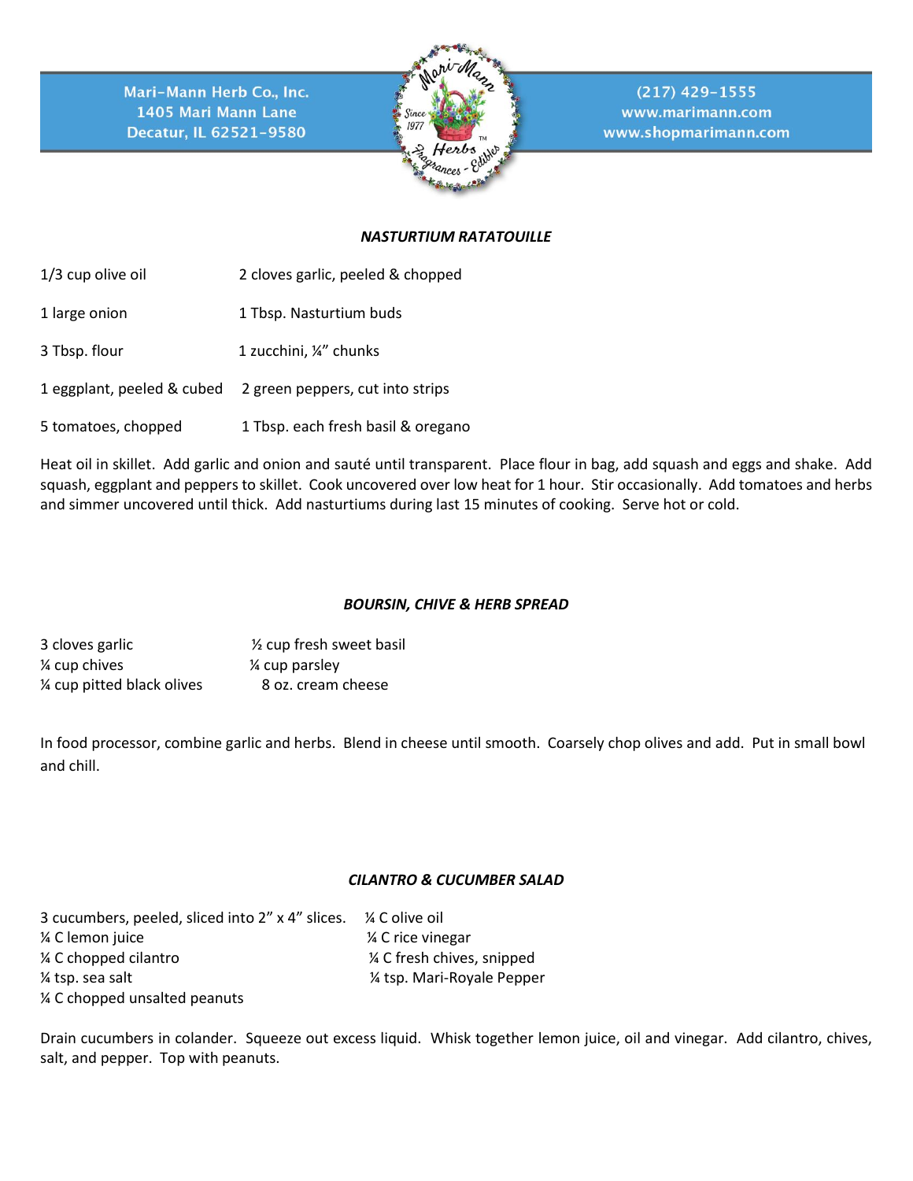Mari-Mann Herb Co., Inc.
1405 Mari Mann Lane
Decatur, IL 62521-9580

(217) 429-1555
www.marimann.com
www.shopmarimann.com

### *NASTURTIUM RATATOUILLE*

| | |
|---|---|
| 1/3 cup olive oil | 2 cloves garlic, peeled & chopped |
| 1 large onion | 1 Tbsp. Nasturtium buds |
| 3 Tbsp. flour | 1 zucchini, ¼" chunks |
| 1 eggplant, peeled & cubed | 2 green peppers, cut into strips |
| 5 tomatoes, chopped | 1 Tbsp. each fresh basil & oregano |

Heat oil in skillet. Add garlic and onion and sauté until transparent. Place flour in bag, add squash and eggs and shake. Add squash, eggplant and peppers to skillet. Cook uncovered over low heat for 1 hour. Stir occasionally. Add tomatoes and herbs and simmer uncovered until thick. Add nasturtiums during last 15 minutes of cooking. Serve hot or cold.

### *BOURSIN, CHIVE & HERB SPREAD*

| | |
|---|---|
| 3 cloves garlic | ½ cup fresh sweet basil |
| ¼ cup chives | ¼ cup parsley |
| ¼ cup pitted black olives | 8 oz. cream cheese |

In food processor, combine garlic and herbs. Blend in cheese until smooth. Coarsely chop olives and add. Put in small bowl and chill.

### *CILANTRO & CUCUMBER SALAD*

| | |
|---|---|
| 3 cucumbers, peeled, sliced into 2" x 4" slices. | ¼ C olive oil |
| ¼ C lemon juice | ¼ C rice vinegar |
| ¼ C chopped cilantro | ¼ C fresh chives, snipped |
| ¼ tsp. sea salt | ¼ tsp. Mari-Royale Pepper |
| ¼ C chopped unsalted peanuts | |

Drain cucumbers in colander. Squeeze out excess liquid. Whisk together lemon juice, oil and vinegar. Add cilantro, chives, salt, and pepper. Top with peanuts.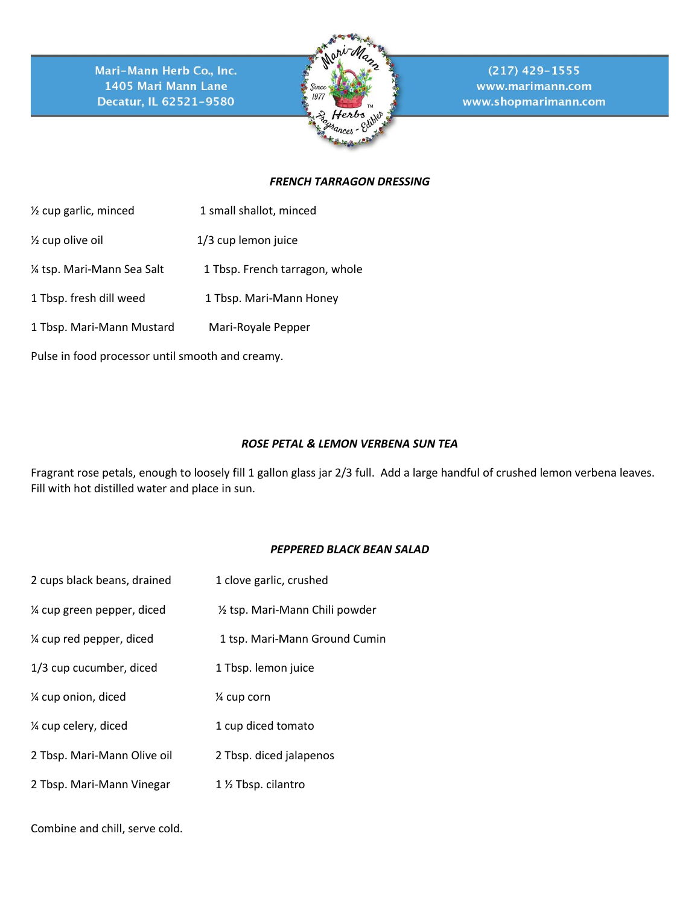### *FRENCH TARRAGON DRESSING*

½ cup garlic, minced
1 small shallot, minced
½ cup olive oil
1/3 cup lemon juice
¼ tsp. Mari-Mann Sea Salt
1 Tbsp. French tarragon, whole
1 Tbsp. fresh dill weed
1 Tbsp. Mari-Mann Honey
1 Tbsp. Mari-Mann Mustard
Mari-Royale Pepper

Pulse in food processor until smooth and creamy.

### *ROSE PETAL & LEMON VERBENA SUN TEA*

Fragrant rose petals, enough to loosely fill 1 gallon glass jar 2/3 full. Add a large handful of crushed lemon verbena leaves. Fill with hot distilled water and place in sun.

### *PEPPERED BLACK BEAN SALAD*

2 cups black beans, drained
1 clove garlic, crushed
¼ cup green pepper, diced
½ tsp. Mari-Mann Chili powder
¼ cup red pepper, diced
1 tsp. Mari-Mann Ground Cumin
1/3 cup cucumber, diced
1 Tbsp. lemon juice
¼ cup onion, diced
¼ cup corn
¼ cup celery, diced
1 cup diced tomato
2 Tbsp. Mari-Mann Olive oil
2 Tbsp. diced jalapenos
2 Tbsp. Mari-Mann Vinegar
1 ½ Tbsp. cilantro

Combine and chill, serve cold.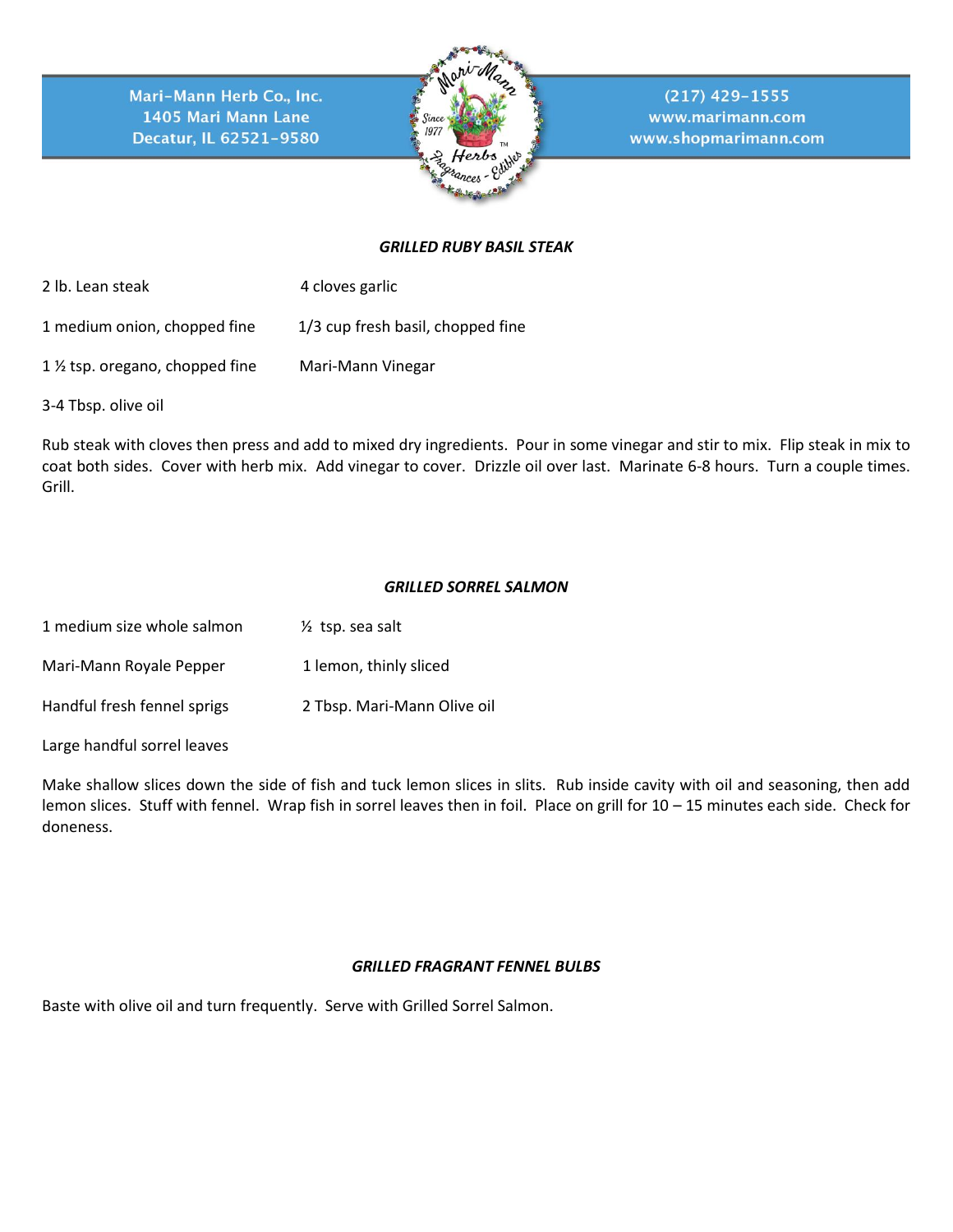Mari-Mann Herb Co., Inc.
1405 Mari Mann Lane
Decatur, IL 62521-9580

(217) 429-1555
www.marimann.com
www.shopmarimann.com

### *GRILLED RUBY BASIL STEAK*

| | |
|---|---|
| 2 lb. Lean steak | 4 cloves garlic |
| 1 medium onion, chopped fine | 1/3 cup fresh basil, chopped fine |
| 1 ½ tsp. oregano, chopped fine | Mari-Mann Vinegar |
| 3-4 Tbsp. olive oil | |

Rub steak with cloves then press and add to mixed dry ingredients. Pour in some vinegar and stir to mix. Flip steak in mix to coat both sides. Cover with herb mix. Add vinegar to cover. Drizzle oil over last. Marinate 6-8 hours. Turn a couple times. Grill.

### *GRILLED SORREL SALMON*

| | |
|---|---|
| 1 medium size whole salmon | ½ tsp. sea salt |
| Mari-Mann Royale Pepper | 1 lemon, thinly sliced |
| Handful fresh fennel sprigs | 2 Tbsp. Mari-Mann Olive oil |
| Large handful sorrel leaves | |

Make shallow slices down the side of fish and tuck lemon slices in slits. Rub inside cavity with oil and seasoning, then add lemon slices. Stuff with fennel. Wrap fish in sorrel leaves then in foil. Place on grill for 10 – 15 minutes each side. Check for doneness.

### *GRILLED FRAGRANT FENNEL BULBS*

Baste with olive oil and turn frequently. Serve with Grilled Sorrel Salmon.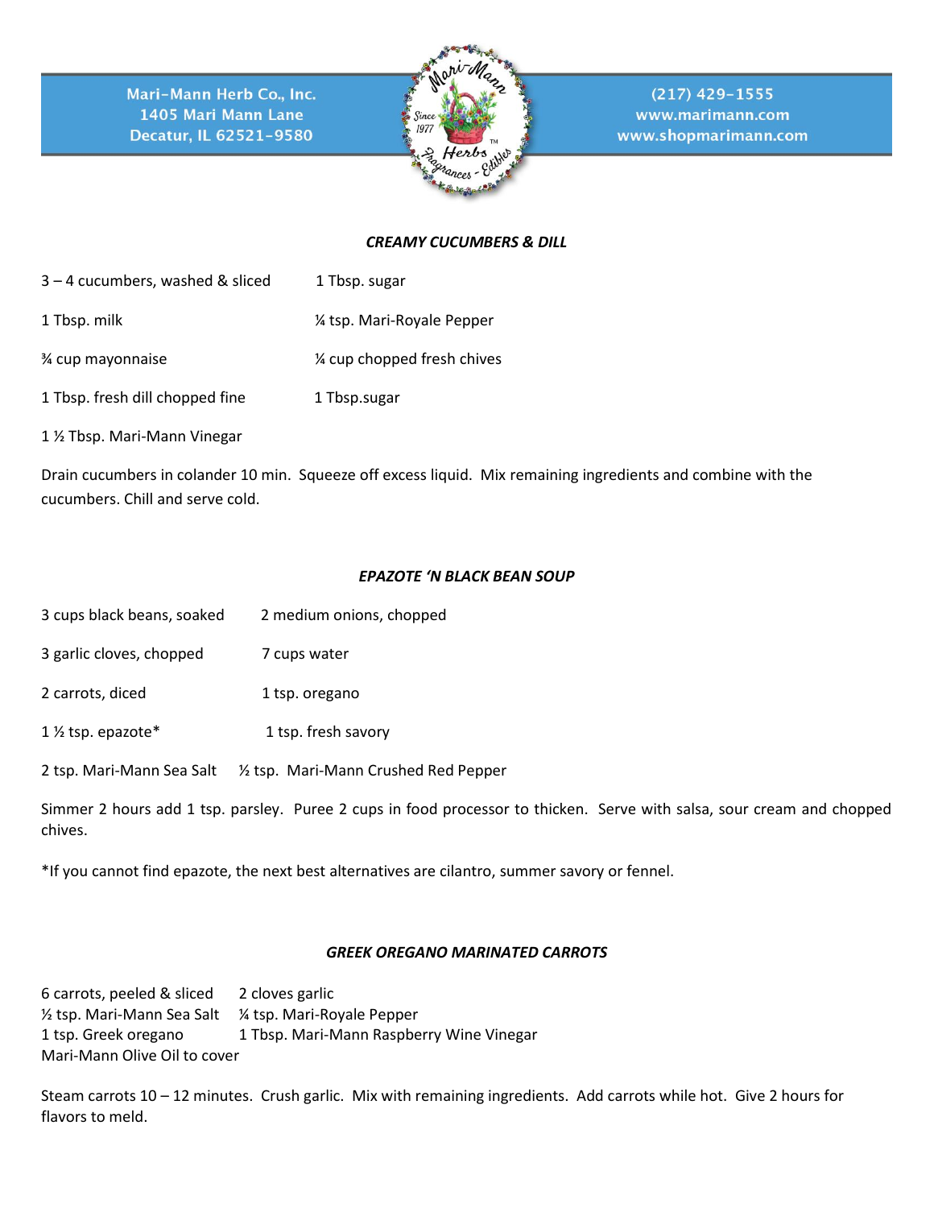Mari-Mann Herb Co., Inc.
1405 Mari Mann Lane
Decatur, IL 62521-9580

(217) 429-1555
www.marimann.com
www.shopmarimann.com

### *CREAMY CUCUMBERS & DILL*

3 – 4 cucumbers, washed & sliced | 1 Tbsp. sugar

1 Tbsp. milk | ¼ tsp. Mari-Royale Pepper

¾ cup mayonnaise | ¼ cup chopped fresh chives

1 Tbsp. fresh dill chopped fine | 1 Tbsp.sugar

1 ½ Tbsp. Mari-Mann Vinegar

Drain cucumbers in colander 10 min. Squeeze off excess liquid. Mix remaining ingredients and combine with the cucumbers. Chill and serve cold.

### *EPAZOTE 'N BLACK BEAN SOUP*

3 cups black beans, soaked | 2 medium onions, chopped

3 garlic cloves, chopped | 7 cups water

2 carrots, diced | 1 tsp. oregano

1 ½ tsp. epazote* | 1 tsp. fresh savory

2 tsp. Mari-Mann Sea Salt | ½ tsp. Mari-Mann Crushed Red Pepper

Simmer 2 hours add 1 tsp. parsley. Puree 2 cups in food processor to thicken. Serve with salsa, sour cream and chopped chives.

*If you cannot find epazote, the next best alternatives are cilantro, summer savory or fennel.

### *GREEK OREGANO MARINATED CARROTS*

6 carrots, peeled & sliced | 2 cloves garlic
½ tsp. Mari-Mann Sea Salt | ¼ tsp. Mari-Royale Pepper
1 tsp. Greek oregano | 1 Tbsp. Mari-Mann Raspberry Wine Vinegar
Mari-Mann Olive Oil to cover

Steam carrots 10 – 12 minutes. Crush garlic. Mix with remaining ingredients. Add carrots while hot. Give 2 hours for flavors to meld.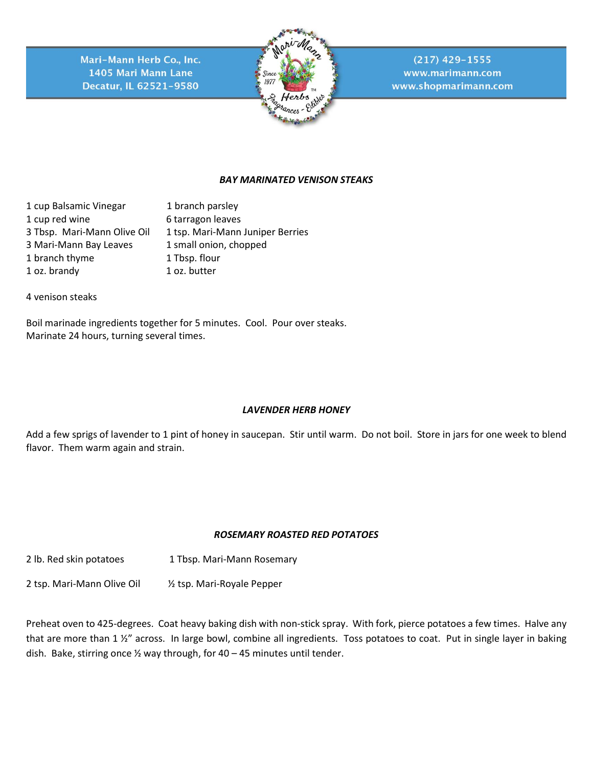### *BAY MARINATED VENISON STEAKS*

| | |
|---|---|
| 1 cup Balsamic Vinegar | 1 branch parsley |
| 1 cup red wine | 6 tarragon leaves |
| 3 Tbsp. Mari-Mann Olive Oil | 1 tsp. Mari-Mann Juniper Berries |
| 3 Mari-Mann Bay Leaves | 1 small onion, chopped |
| 1 branch thyme | 1 Tbsp. flour |
| 1 oz. brandy | 1 oz. butter |

4 venison steaks

Boil marinade ingredients together for 5 minutes. Cool. Pour over steaks.
Marinate 24 hours, turning several times.

### *LAVENDER HERB HONEY*

Add a few sprigs of lavender to 1 pint of honey in saucepan. Stir until warm. Do not boil. Store in jars for one week to blend flavor. Them warm again and strain.

### *ROSEMARY ROASTED RED POTATOES*

| | |
|---|---|
| 2 lb. Red skin potatoes | 1 Tbsp. Mari-Mann Rosemary |
| 2 tsp. Mari-Mann Olive Oil | ½ tsp. Mari-Royale Pepper |

Preheat oven to 425-degrees. Coat heavy baking dish with non-stick spray. With fork, pierce potatoes a few times. Halve any that are more than 1 ½" across. In large bowl, combine all ingredients. Toss potatoes to coat. Put in single layer in baking dish. Bake, stirring once ½ way through, for 40 – 45 minutes until tender.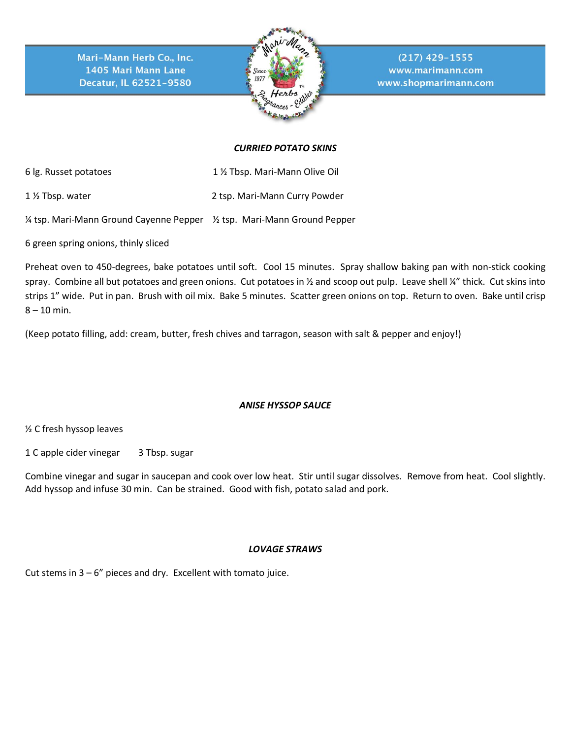### *CURRIED POTATO SKINS*

6 lg. Russet potatoes

1 ½ Tbsp. Mari-Mann Olive Oil

1 ½ Tbsp. water

2 tsp. Mari-Mann Curry Powder

¼ tsp. Mari-Mann Ground Cayenne Pepper

½ tsp. Mari-Mann Ground Pepper

6 green spring onions, thinly sliced

Preheat oven to 450-degrees, bake potatoes until soft. Cool 15 minutes. Spray shallow baking pan with non-stick cooking spray. Combine all but potatoes and green onions. Cut potatoes in ½ and scoop out pulp. Leave shell ¼" thick. Cut skins into strips 1" wide. Put in pan. Brush with oil mix. Bake 5 minutes. Scatter green onions on top. Return to oven. Bake until crisp 8 – 10 min.

(Keep potato filling, add: cream, butter, fresh chives and tarragon, season with salt & pepper and enjoy!)

### *ANISE HYSSOP SAUCE*

½ C fresh hyssop leaves

1 C apple cider vinegar

3 Tbsp. sugar

Combine vinegar and sugar in saucepan and cook over low heat. Stir until sugar dissolves. Remove from heat. Cool slightly. Add hyssop and infuse 30 min. Can be strained. Good with fish, potato salad and pork.

### *LOVAGE STRAWS*

Cut stems in 3 – 6" pieces and dry. Excellent with tomato juice.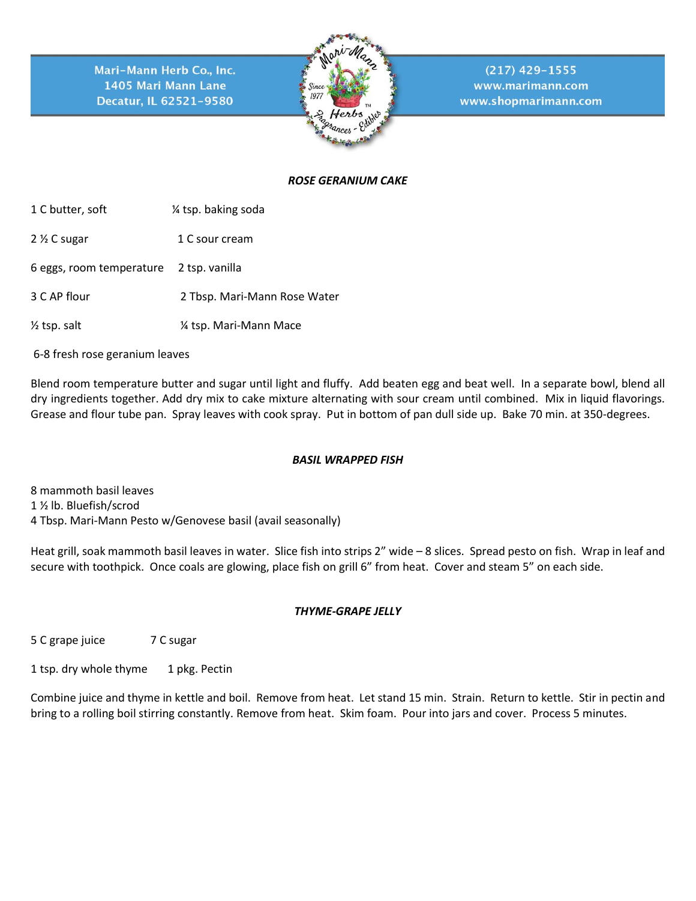***ROSE GERANIUM CAKE***

| | |
|---|---|
| 1 C butter, soft | ¼ tsp. baking soda |
| 2 ½ C sugar | 1 C sour cream |
| 6 eggs, room temperature | 2 tsp. vanilla |
| 3 C AP flour | 2 Tbsp. Mari-Mann Rose Water |
| ½ tsp. salt | ¼ tsp. Mari-Mann Mace |

6-8 fresh rose geranium leaves

Blend room temperature butter and sugar until light and fluffy. Add beaten egg and beat well. In a separate bowl, blend all dry ingredients together. Add dry mix to cake mixture alternating with sour cream until combined. Mix in liquid flavorings. Grease and flour tube pan. Spray leaves with cook spray. Put in bottom of pan dull side up. Bake 70 min. at 350-degrees.

***BASIL WRAPPED FISH***

8 mammoth basil leaves
1 ½ lb. Bluefish/scrod
4 Tbsp. Mari-Mann Pesto w/Genovese basil (avail seasonally)

Heat grill, soak mammoth basil leaves in water. Slice fish into strips 2" wide – 8 slices. Spread pesto on fish. Wrap in leaf and secure with toothpick. Once coals are glowing, place fish on grill 6" from heat. Cover and steam 5" on each side.

***THYME-GRAPE JELLY***

| | |
|---|---|
| 5 C grape juice | 7 C sugar |
| 1 tsp. dry whole thyme | 1 pkg. Pectin |

Combine juice and thyme in kettle and boil. Remove from heat. Let stand 15 min. Strain. Return to kettle. Stir in pectin and bring to a rolling boil stirring constantly. Remove from heat. Skim foam. Pour into jars and cover. Process 5 minutes.